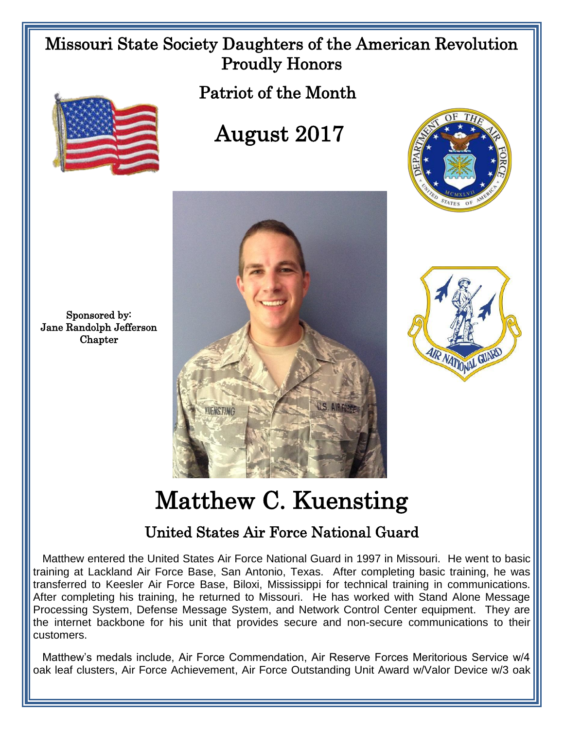# Missouri State Society Daughters of the American Revolution Proudly Honors

## Patriot of the Month

## August 2017

Sponsored by:
Jane Randolph Jefferson Chapter

# Matthew C. Kuensting

## United States Air Force National Guard

Matthew entered the United States Air Force National Guard in 1997 in Missouri. He went to basic training at Lackland Air Force Base, San Antonio, Texas. After completing basic training, he was transferred to Keesler Air Force Base, Biloxi, Mississippi for technical training in communications. After completing his training, he returned to Missouri. He has worked with Stand Alone Message Processing System, Defense Message System, and Network Control Center equipment. They are the internet backbone for his unit that provides secure and non-secure communications to their customers.

Matthew's medals include, Air Force Commendation, Air Reserve Forces Meritorious Service w/4 oak leaf clusters, Air Force Achievement, Air Force Outstanding Unit Award w/Valor Device w/3 oak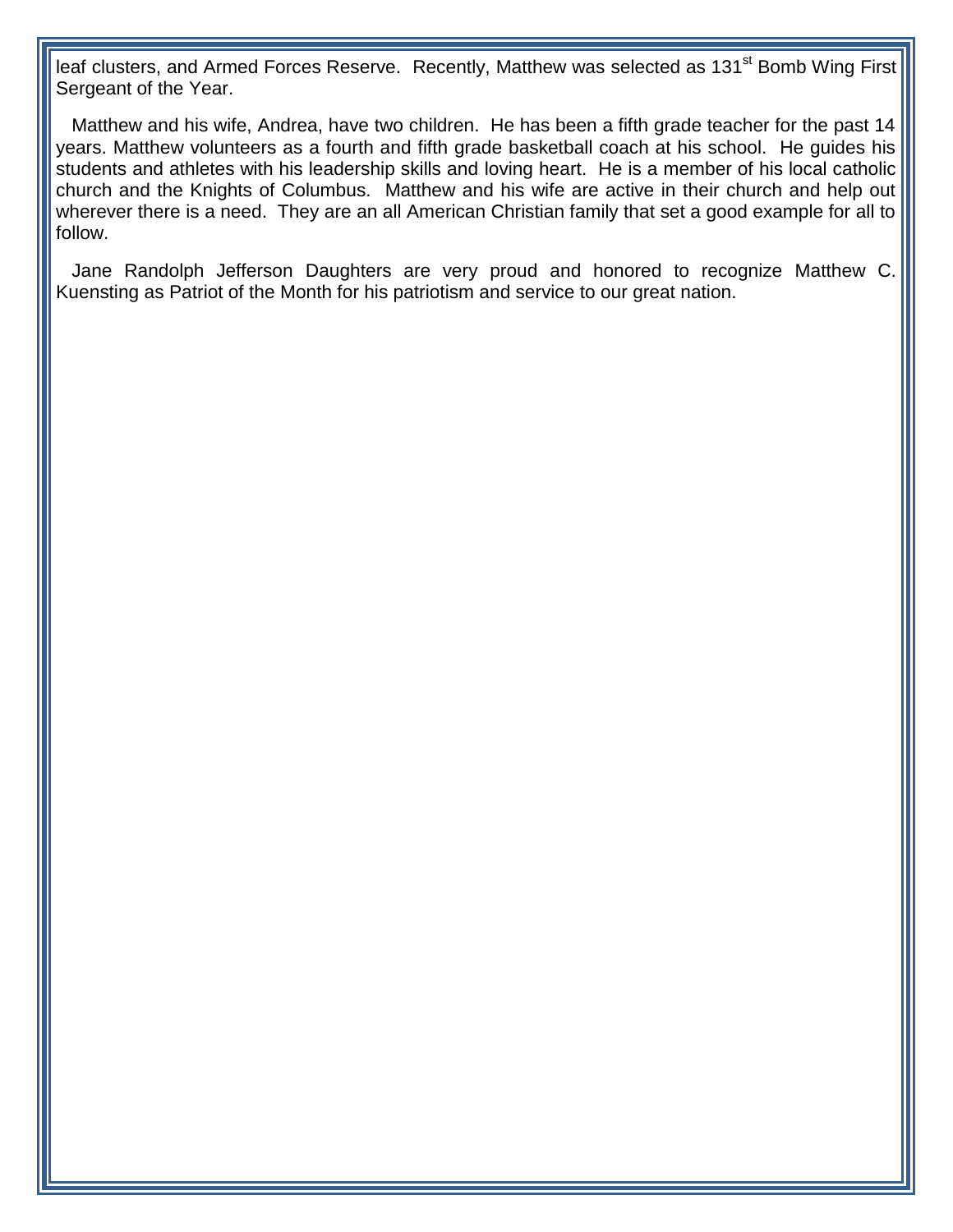leaf clusters, and Armed Forces Reserve. Recently, Matthew was selected as 131st Bomb Wing First Sergeant of the Year.

Matthew and his wife, Andrea, have two children. He has been a fifth grade teacher for the past 14 years. Matthew volunteers as a fourth and fifth grade basketball coach at his school. He guides his students and athletes with his leadership skills and loving heart. He is a member of his local catholic church and the Knights of Columbus. Matthew and his wife are active in their church and help out wherever there is a need. They are an all American Christian family that set a good example for all to follow.

Jane Randolph Jefferson Daughters are very proud and honored to recognize Matthew C. Kuensting as Patriot of the Month for his patriotism and service to our great nation.